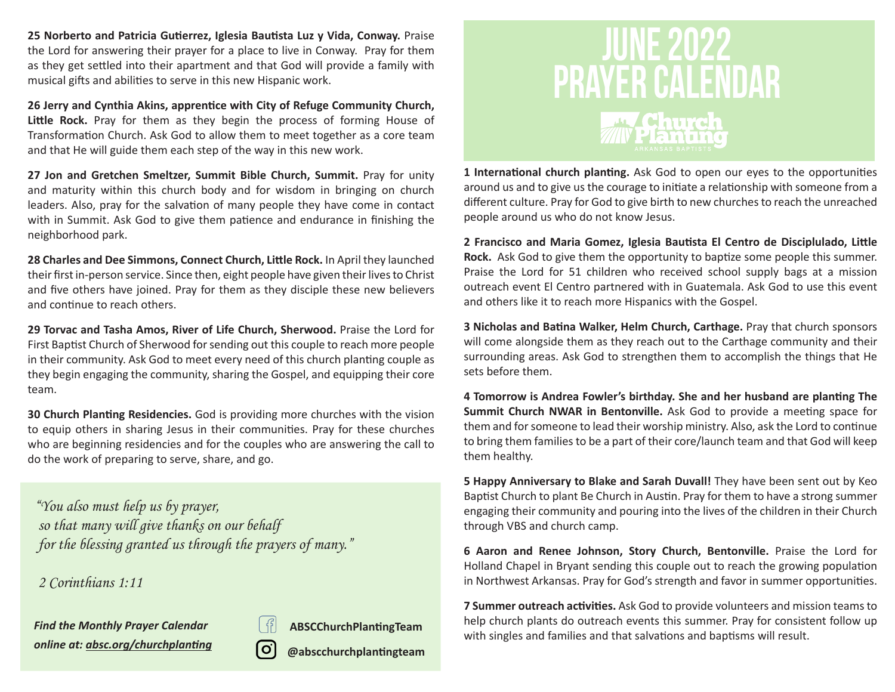# JUNE 2022 PRAYER CALENDAR

Church Planting
ARKANSAS BAPTISTS

**1 International church planting.** Ask God to open our eyes to the opportunities around us and to give us the courage to initiate a relationship with someone from a different culture. Pray for God to give birth to new churches to reach the unreached people around us who do not know Jesus.

**2 Francisco and Maria Gomez, Iglesia Bautista El Centro de Disciplulado, Little Rock.** Ask God to give them the opportunity to baptize some people this summer. Praise the Lord for 51 children who received school supply bags at a mission outreach event El Centro partnered with in Guatemala. Ask God to use this event and others like it to reach more Hispanics with the Gospel.

**3 Nicholas and Batina Walker, Helm Church, Carthage.** Pray that church sponsors will come alongside them as they reach out to the Carthage community and their surrounding areas. Ask God to strengthen them to accomplish the things that He sets before them.

**4 Tomorrow is Andrea Fowler's birthday. She and her husband are planting The Summit Church NWAR in Bentonville.** Ask God to provide a meeting space for them and for someone to lead their worship ministry. Also, ask the Lord to continue to bring them families to be a part of their core/launch team and that God will keep them healthy.

**5 Happy Anniversary to Blake and Sarah Duvall!** They have been sent out by Keo Baptist Church to plant Be Church in Austin. Pray for them to have a strong summer engaging their community and pouring into the lives of the children in their Church through VBS and church camp.

**6 Aaron and Renee Johnson, Story Church, Bentonville.** Praise the Lord for Holland Chapel in Bryant sending this couple out to reach the growing population in Northwest Arkansas. Pray for God's strength and favor in summer opportunities.

**7 Summer outreach activities.** Ask God to provide volunteers and mission teams to help church plants do outreach events this summer. Pray for consistent follow up with singles and families and that salvations and baptisms will result.

**25 Norberto and Patricia Gutierrez, Iglesia Bautista Luz y Vida, Conway.** Praise the Lord for answering their prayer for a place to live in Conway. Pray for them as they get settled into their apartment and that God will provide a family with musical gifts and abilities to serve in this new Hispanic work.

**26 Jerry and Cynthia Akins, apprentice with City of Refuge Community Church, Little Rock.** Pray for them as they begin the process of forming House of Transformation Church. Ask God to allow them to meet together as a core team and that He will guide them each step of the way in this new work.

**27 Jon and Gretchen Smeltzer, Summit Bible Church, Summit.** Pray for unity and maturity within this church body and for wisdom in bringing on church leaders. Also, pray for the salvation of many people they have come in contact with in Summit. Ask God to give them patience and endurance in finishing the neighborhood park.

**28 Charles and Dee Simmons, Connect Church, Little Rock.** In April they launched their first in-person service. Since then, eight people have given their lives to Christ and five others have joined. Pray for them as they disciple these new believers and continue to reach others.

**29 Torvac and Tasha Amos, River of Life Church, Sherwood.** Praise the Lord for First Baptist Church of Sherwood for sending out this couple to reach more people in their community. Ask God to meet every need of this church planting couple as they begin engaging the community, sharing the Gospel, and equipping their core team.

**30 Church Planting Residencies.** God is providing more churches with the vision to equip others in sharing Jesus in their communities. Pray for these churches who are beginning residencies and for the couples who are answering the call to do the work of preparing to serve, share, and go.

*"You also must help us by prayer,*
*so that many will give thanks on our behalf*
*for the blessing granted us through the prayers of many."*

*2 Corinthians 1:11*

***Find the Monthly Prayer Calendar online at: absc.org/churchplanting***

**ABSCChurchPlantingTeam**

**@abscchurchplantingteam**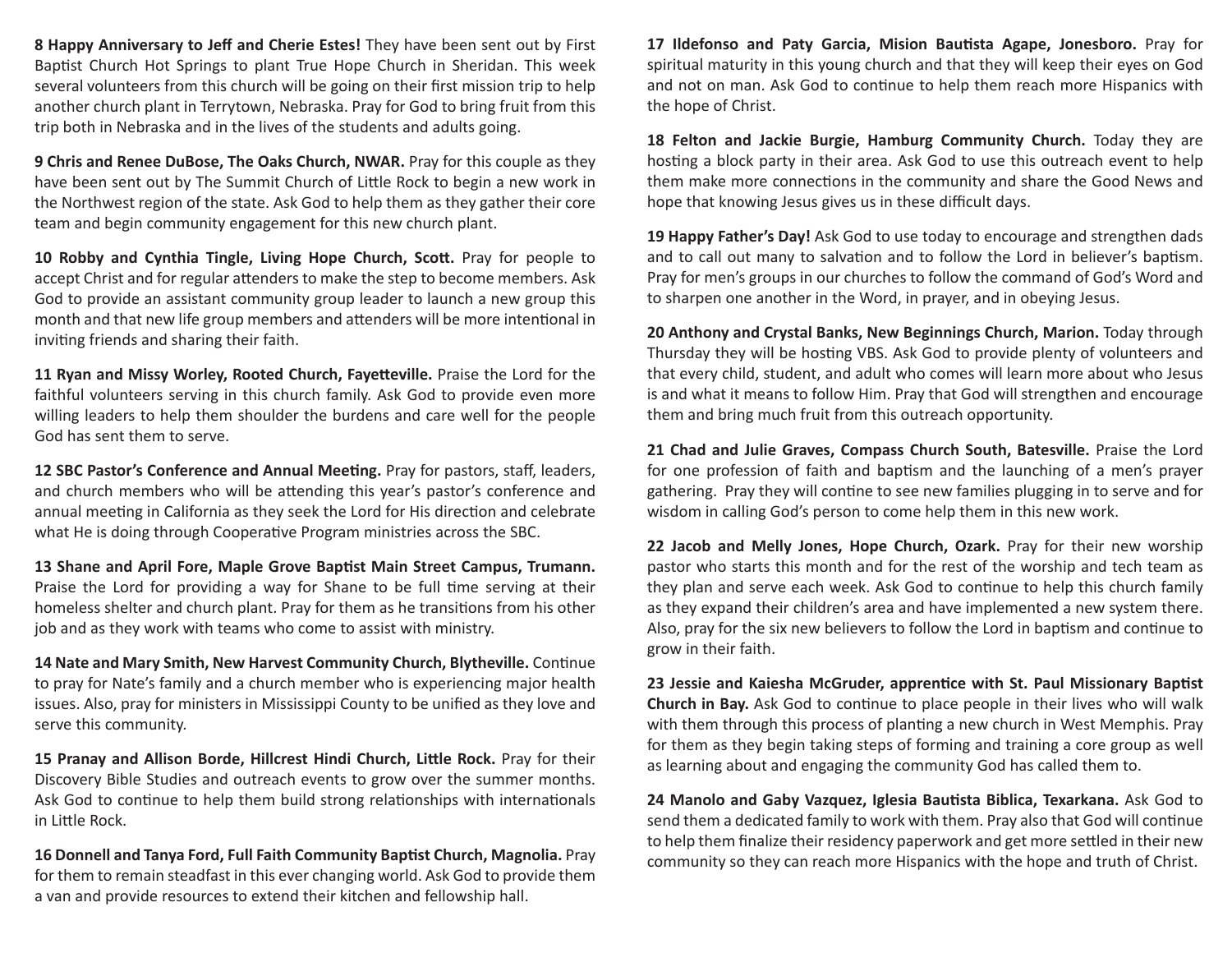**8 Happy Anniversary to Jeff and Cherie Estes!** They have been sent out by First Baptist Church Hot Springs to plant True Hope Church in Sheridan. This week several volunteers from this church will be going on their first mission trip to help another church plant in Terrytown, Nebraska. Pray for God to bring fruit from this trip both in Nebraska and in the lives of the students and adults going.

**9 Chris and Renee DuBose, The Oaks Church, NWAR.** Pray for this couple as they have been sent out by The Summit Church of Little Rock to begin a new work in the Northwest region of the state. Ask God to help them as they gather their core team and begin community engagement for this new church plant.

**10 Robby and Cynthia Tingle, Living Hope Church, Scott.** Pray for people to accept Christ and for regular attenders to make the step to become members. Ask God to provide an assistant community group leader to launch a new group this month and that new life group members and attenders will be more intentional in inviting friends and sharing their faith.

**11 Ryan and Missy Worley, Rooted Church, Fayetteville.** Praise the Lord for the faithful volunteers serving in this church family. Ask God to provide even more willing leaders to help them shoulder the burdens and care well for the people God has sent them to serve.

**12 SBC Pastor's Conference and Annual Meeting.** Pray for pastors, staff, leaders, and church members who will be attending this year's pastor's conference and annual meeting in California as they seek the Lord for His direction and celebrate what He is doing through Cooperative Program ministries across the SBC.

**13 Shane and April Fore, Maple Grove Baptist Main Street Campus, Trumann.** Praise the Lord for providing a way for Shane to be full time serving at their homeless shelter and church plant. Pray for them as he transitions from his other job and as they work with teams who come to assist with ministry.

**14 Nate and Mary Smith, New Harvest Community Church, Blytheville.** Continue to pray for Nate's family and a church member who is experiencing major health issues. Also, pray for ministers in Mississippi County to be unified as they love and serve this community.

**15 Pranay and Allison Borde, Hillcrest Hindi Church, Little Rock.** Pray for their Discovery Bible Studies and outreach events to grow over the summer months. Ask God to continue to help them build strong relationships with internationals in Little Rock.

**16 Donnell and Tanya Ford, Full Faith Community Baptist Church, Magnolia.** Pray for them to remain steadfast in this ever changing world. Ask God to provide them a van and provide resources to extend their kitchen and fellowship hall.

**17 Ildefonso and Paty Garcia, Mision Bautista Agape, Jonesboro.** Pray for spiritual maturity in this young church and that they will keep their eyes on God and not on man. Ask God to continue to help them reach more Hispanics with the hope of Christ.

**18 Felton and Jackie Burgie, Hamburg Community Church.** Today they are hosting a block party in their area. Ask God to use this outreach event to help them make more connections in the community and share the Good News and hope that knowing Jesus gives us in these difficult days.

**19 Happy Father's Day!** Ask God to use today to encourage and strengthen dads and to call out many to salvation and to follow the Lord in believer's baptism. Pray for men's groups in our churches to follow the command of God's Word and to sharpen one another in the Word, in prayer, and in obeying Jesus.

**20 Anthony and Crystal Banks, New Beginnings Church, Marion.** Today through Thursday they will be hosting VBS. Ask God to provide plenty of volunteers and that every child, student, and adult who comes will learn more about who Jesus is and what it means to follow Him. Pray that God will strengthen and encourage them and bring much fruit from this outreach opportunity.

**21 Chad and Julie Graves, Compass Church South, Batesville.** Praise the Lord for one profession of faith and baptism and the launching of a men's prayer gathering. Pray they will contine to see new families plugging in to serve and for wisdom in calling God's person to come help them in this new work.

**22 Jacob and Melly Jones, Hope Church, Ozark.** Pray for their new worship pastor who starts this month and for the rest of the worship and tech team as they plan and serve each week. Ask God to continue to help this church family as they expand their children's area and have implemented a new system there. Also, pray for the six new believers to follow the Lord in baptism and continue to grow in their faith.

**23 Jessie and Kaiesha McGruder, apprentice with St. Paul Missionary Baptist Church in Bay.** Ask God to continue to place people in their lives who will walk with them through this process of planting a new church in West Memphis. Pray for them as they begin taking steps of forming and training a core group as well as learning about and engaging the community God has called them to.

**24 Manolo and Gaby Vazquez, Iglesia Bautista Biblica, Texarkana.** Ask God to send them a dedicated family to work with them. Pray also that God will continue to help them finalize their residency paperwork and get more settled in their new community so they can reach more Hispanics with the hope and truth of Christ.